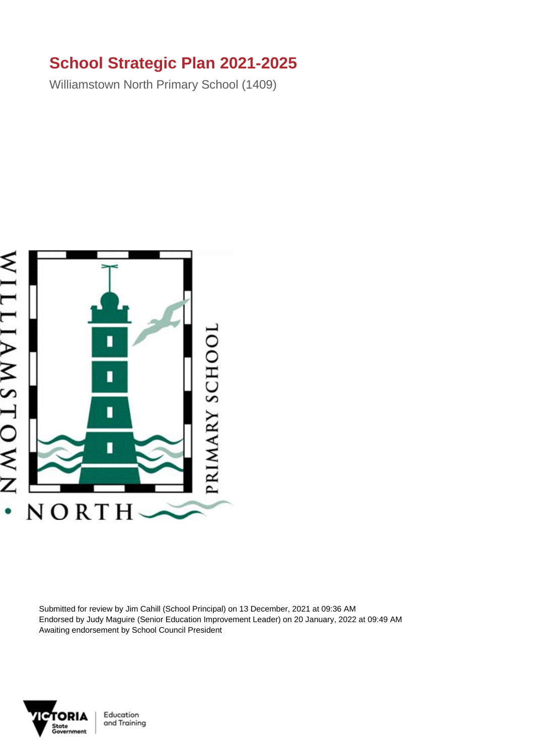# School Strategic Plan 2021-2025

Williamstown North Primary School (1409)

Submitted for review by Jim Cahill (School Principal) on 13 December, 2021 at 09:36 AM
Endorsed by Judy Maguire (Senior Education Improvement Leader) on 20 January, 2022 at 09:49 AM
Awaiting endorsement by School Council President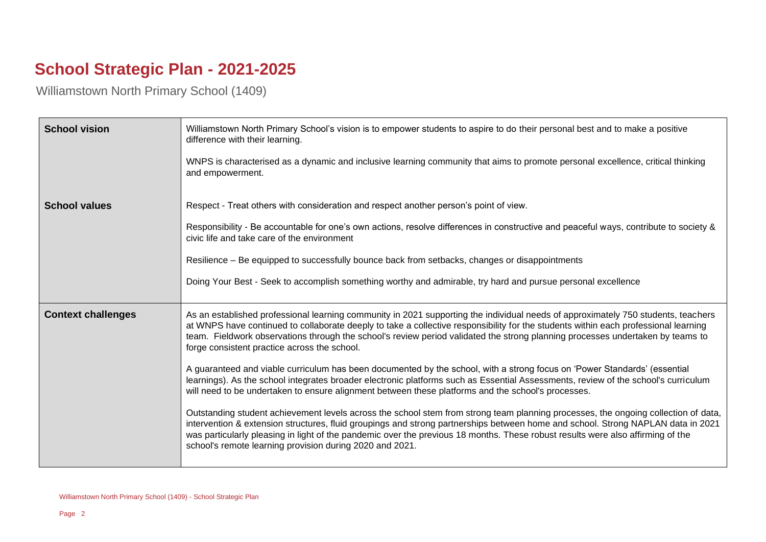# School Strategic Plan - 2021-2025

Williamstown North Primary School (1409)

| | |
|---|---|
| **School vision** | Williamstown North Primary School's vision is to empower students to aspire to do their personal best and to make a positive difference with their learning.<br><br>WNPS is characterised as a dynamic and inclusive learning community that aims to promote personal excellence, critical thinking and empowerment. |
| **School values** | Respect - Treat others with consideration and respect another person's point of view.<br><br>Responsibility - Be accountable for one's own actions, resolve differences in constructive and peaceful ways, contribute to society & civic life and take care of the environment<br><br>Resilience – Be equipped to successfully bounce back from setbacks, changes or disappointments<br><br>Doing Your Best - Seek to accomplish something worthy and admirable, try hard and pursue personal excellence |
| **Context challenges** | As an established professional learning community in 2021 supporting the individual needs of approximately 750 students, teachers at WNPS have continued to collaborate deeply to take a collective responsibility for the students within each professional learning team. Fieldwork observations through the school's review period validated the strong planning processes undertaken by teams to forge consistent practice across the school.<br><br>A guaranteed and viable curriculum has been documented by the school, with a strong focus on 'Power Standards' (essential learnings). As the school integrates broader electronic platforms such as Essential Assessments, review of the school's curriculum will need to be undertaken to ensure alignment between these platforms and the school's processes.<br><br>Outstanding student achievement levels across the school stem from strong team planning processes, the ongoing collection of data, intervention & extension structures, fluid groupings and strong partnerships between home and school. Strong NAPLAN data in 2021 was particularly pleasing in light of the pandemic over the previous 18 months. These robust results were also affirming of the school's remote learning provision during 2020 and 2021. |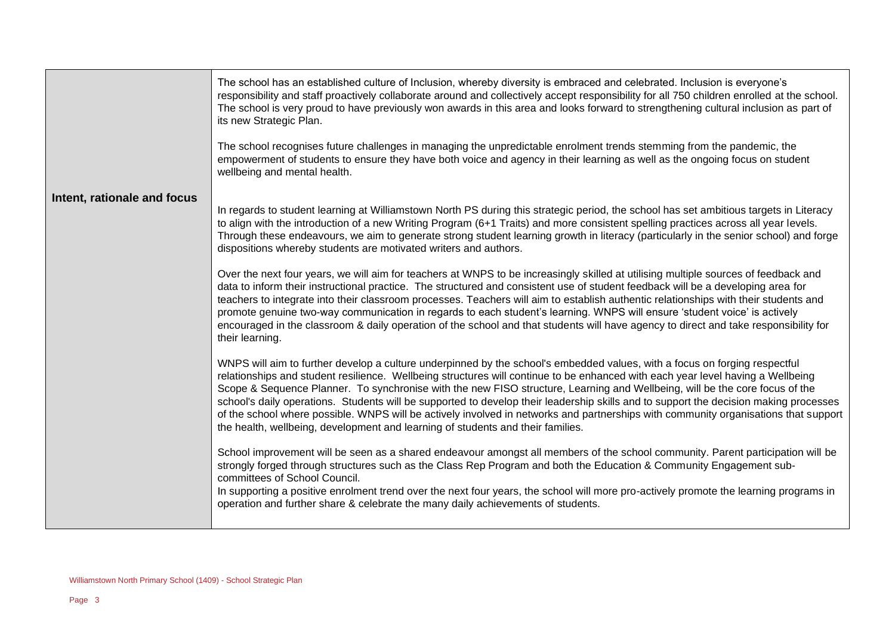| | |
|---|---|
| **Intent, rationale and focus** | The school has an established culture of Inclusion, whereby diversity is embraced and celebrated. Inclusion is everyone's responsibility and staff proactively collaborate around and collectively accept responsibility for all 750 children enrolled at the school. The school is very proud to have previously won awards in this area and looks forward to strengthening cultural inclusion as part of its new Strategic Plan.<br><br>The school recognises future challenges in managing the unpredictable enrolment trends stemming from the pandemic, the empowerment of students to ensure they have both voice and agency in their learning as well as the ongoing focus on student wellbeing and mental health.<br><br>In regards to student learning at Williamstown North PS during this strategic period, the school has set ambitious targets in Literacy to align with the introduction of a new Writing Program (6+1 Traits) and more consistent spelling practices across all year levels. Through these endeavours, we aim to generate strong student learning growth in literacy (particularly in the senior school) and forge dispositions whereby students are motivated writers and authors.<br><br>Over the next four years, we will aim for teachers at WNPS to be increasingly skilled at utilising multiple sources of feedback and data to inform their instructional practice. The structured and consistent use of student feedback will be a developing area for teachers to integrate into their classroom processes. Teachers will aim to establish authentic relationships with their students and promote genuine two-way communication in regards to each student's learning. WNPS will ensure 'student voice' is actively encouraged in the classroom & daily operation of the school and that students will have agency to direct and take responsibility for their learning.<br><br>WNPS will aim to further develop a culture underpinned by the school's embedded values, with a focus on forging respectful relationships and student resilience. Wellbeing structures will continue to be enhanced with each year level having a Wellbeing Scope & Sequence Planner. To synchronise with the new FISO structure, Learning and Wellbeing, will be the core focus of the school's daily operations. Students will be supported to develop their leadership skills and to support the decision making processes of the school where possible. WNPS will be actively involved in networks and partnerships with community organisations that support the health, wellbeing, development and learning of students and their families.<br><br>School improvement will be seen as a shared endeavour amongst all members of the school community. Parent participation will be strongly forged through structures such as the Class Rep Program and both the Education & Community Engagement sub-committees of School Council.<br>In supporting a positive enrolment trend over the next four years, the school will more pro-actively promote the learning programs in operation and further share & celebrate the many daily achievements of students. |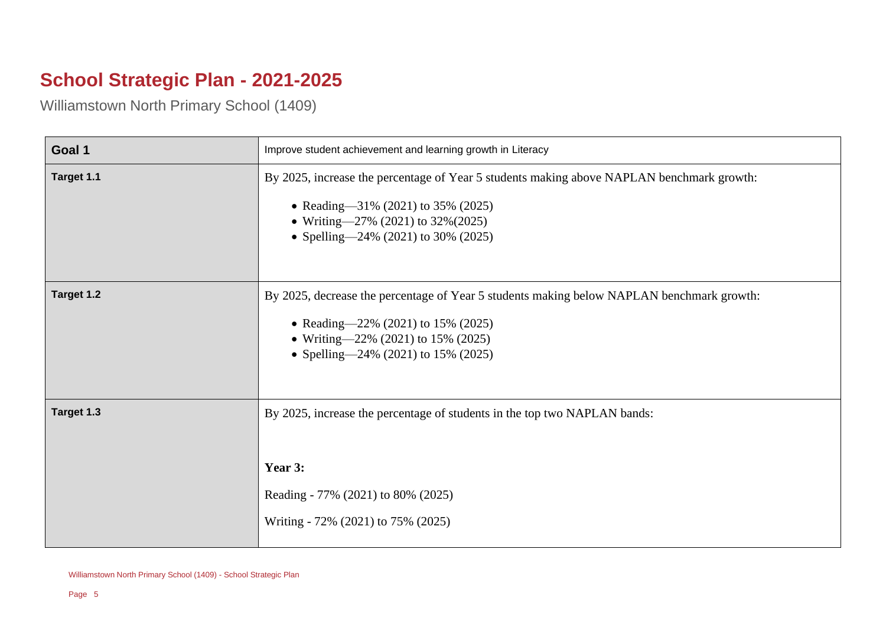# School Strategic Plan - 2021-2025

Williamstown North Primary School (1409)

| Goal 1 | Improve student achievement and learning growth in Literacy |
| --- | --- |
| Target 1.1 | By 2025, increase the percentage of Year 5 students making above NAPLAN benchmark growth:<br><br>• Reading—31% (2021) to 35% (2025)<br>• Writing—27% (2021) to 32%(2025)<br>• Spelling—24% (2021) to 30% (2025) |
| Target 1.2 | By 2025, decrease the percentage of Year 5 students making below NAPLAN benchmark growth:<br><br>• Reading—22% (2021) to 15% (2025)<br>• Writing—22% (2021) to 15% (2025)<br>• Spelling—24% (2021) to 15% (2025) |
| Target 1.3 | By 2025, increase the percentage of students in the top two NAPLAN bands:<br><br>**Year 3:**<br><br>Reading - 77% (2021) to 80% (2025)<br><br>Writing - 72% (2021) to 75% (2025) |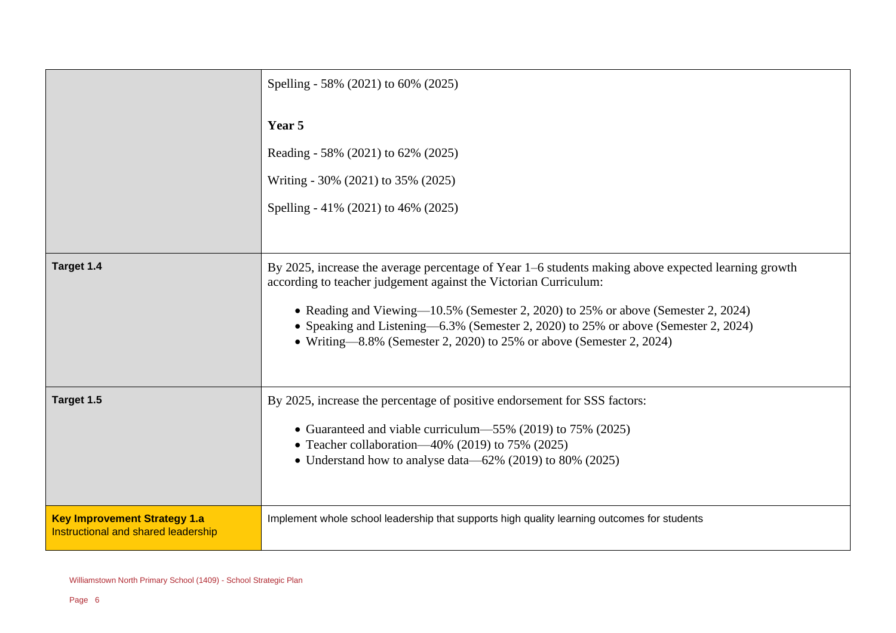| | |
|---|---|
| | Spelling - 58% (2021) to 60% (2025)<br><br>**Year 5**<br><br>Reading - 58% (2021) to 62% (2025)<br><br>Writing - 30% (2021) to 35% (2025)<br><br>Spelling - 41% (2021) to 46% (2025) |
| **Target 1.4** | By 2025, increase the average percentage of Year 1–6 students making above expected learning growth according to teacher judgement against the Victorian Curriculum:<br><br>• Reading and Viewing—10.5% (Semester 2, 2020) to 25% or above (Semester 2, 2024)<br>• Speaking and Listening—6.3% (Semester 2, 2020) to 25% or above (Semester 2, 2024)<br>• Writing—8.8% (Semester 2, 2020) to 25% or above (Semester 2, 2024) |
| **Target 1.5** | By 2025, increase the percentage of positive endorsement for SSS factors:<br><br>• Guaranteed and viable curriculum—55% (2019) to 75% (2025)<br>• Teacher collaboration—40% (2019) to 75% (2025)<br>• Understand how to analyse data—62% (2019) to 80% (2025) |
| **Key Improvement Strategy 1.a**<br>Instructional and shared leadership | Implement whole school leadership that supports high quality learning outcomes for students |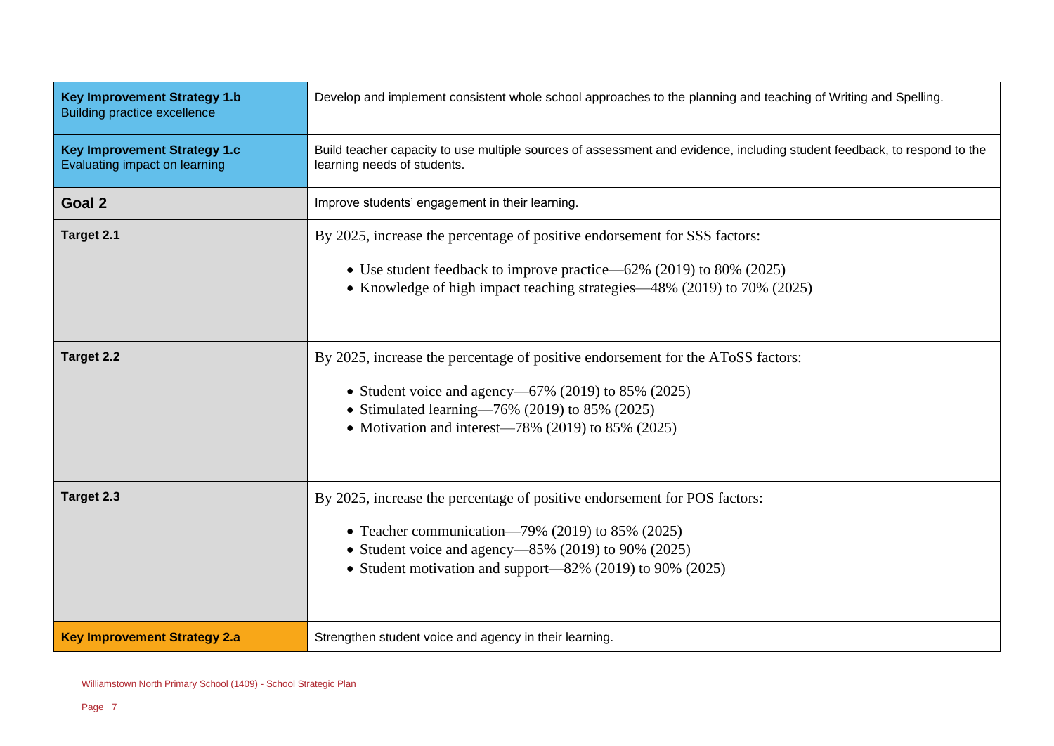| | |
|---|---|
| **Key Improvement Strategy 1.b**<br>Building practice excellence | Develop and implement consistent whole school approaches to the planning and teaching of Writing and Spelling. |
| **Key Improvement Strategy 1.c**<br>Evaluating impact on learning | Build teacher capacity to use multiple sources of assessment and evidence, including student feedback, to respond to the learning needs of students. |
| **Goal 2** | Improve students' engagement in their learning. |
| **Target 2.1** | By 2025, increase the percentage of positive endorsement for SSS factors:<br>• Use student feedback to improve practice—62% (2019) to 80% (2025)<br>• Knowledge of high impact teaching strategies—48% (2019) to 70% (2025) |
| **Target 2.2** | By 2025, increase the percentage of positive endorsement for the AToSS factors:<br>• Student voice and agency—67% (2019) to 85% (2025)<br>• Stimulated learning—76% (2019) to 85% (2025)<br>• Motivation and interest—78% (2019) to 85% (2025) |
| **Target 2.3** | By 2025, increase the percentage of positive endorsement for POS factors:<br>• Teacher communication—79% (2019) to 85% (2025)<br>• Student voice and agency—85% (2019) to 90% (2025)<br>• Student motivation and support—82% (2019) to 90% (2025) |
| **Key Improvement Strategy 2.a** | Strengthen student voice and agency in their learning. |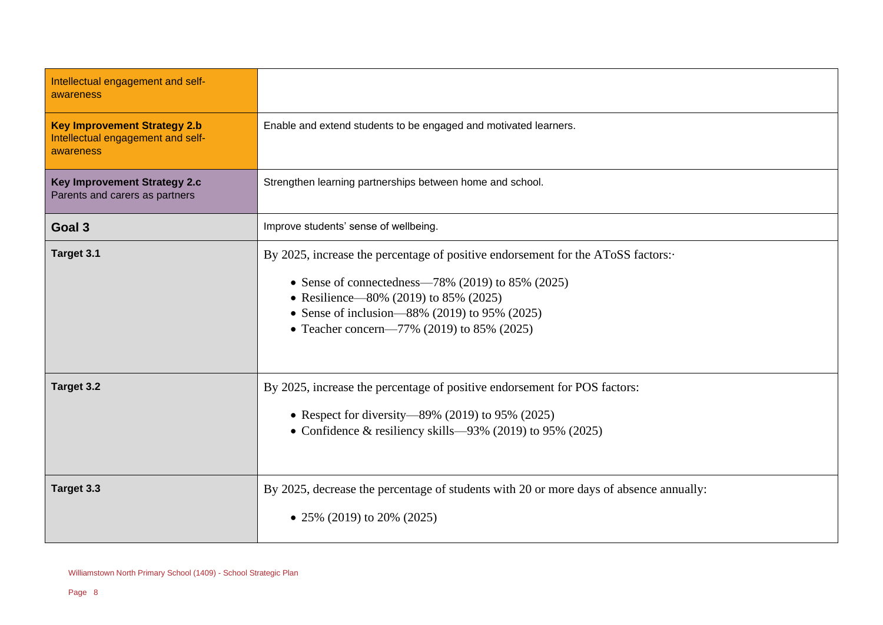| Intellectual engagement and self-awareness | |
|---|---|
| **Key Improvement Strategy 2.b** Intellectual engagement and self-awareness | Enable and extend students to be engaged and motivated learners. |
| **Key Improvement Strategy 2.c** Parents and carers as partners | Strengthen learning partnerships between home and school. |
| **Goal 3** | Improve students' sense of wellbeing. |
| **Target 3.1** | By 2025, increase the percentage of positive endorsement for the AToSS factors:· <br>• Sense of connectedness—78% (2019) to 85% (2025)<br>• Resilience—80% (2019) to 85% (2025)<br>• Sense of inclusion—88% (2019) to 95% (2025)<br>• Teacher concern—77% (2019) to 85% (2025) |
| **Target 3.2** | By 2025, increase the percentage of positive endorsement for POS factors:<br>• Respect for diversity—89% (2019) to 95% (2025)<br>• Confidence & resiliency skills—93% (2019) to 95% (2025) |
| **Target 3.3** | By 2025, decrease the percentage of students with 20 or more days of absence annually:<br>• 25% (2019) to 20% (2025) |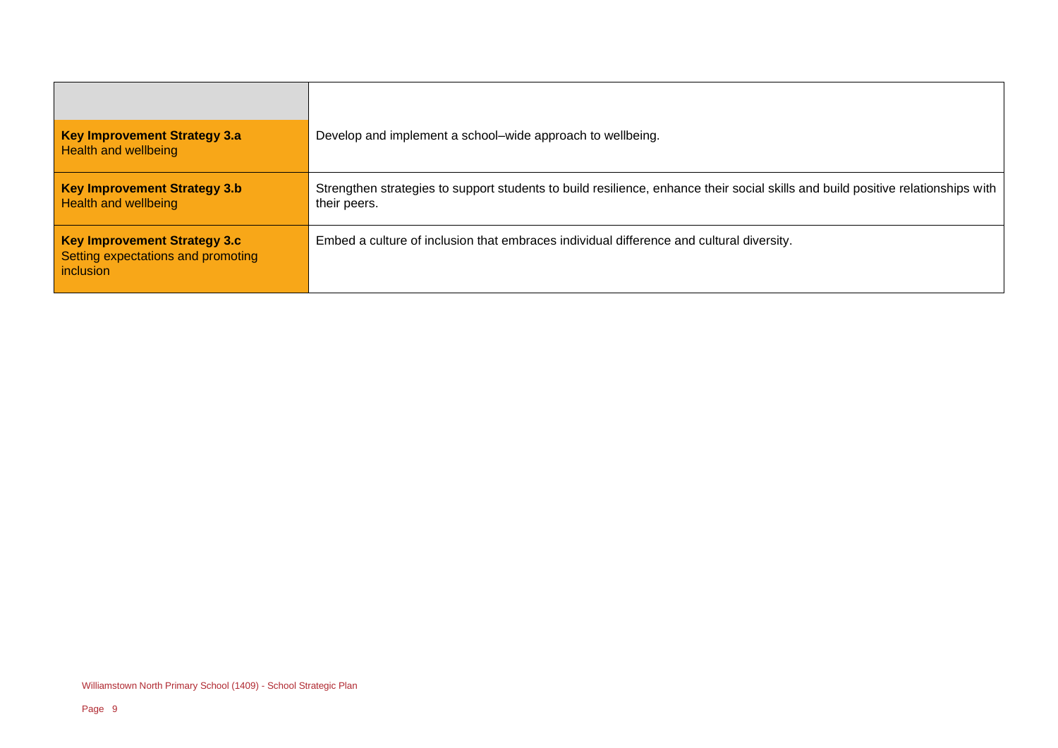| | |
|---|---|
| **Key Improvement Strategy 3.a** Health and wellbeing | Develop and implement a school–wide approach to wellbeing. |
| **Key Improvement Strategy 3.b** Health and wellbeing | Strengthen strategies to support students to build resilience, enhance their social skills and build positive relationships with their peers. |
| **Key Improvement Strategy 3.c** Setting expectations and promoting inclusion | Embed a culture of inclusion that embraces individual difference and cultural diversity. |